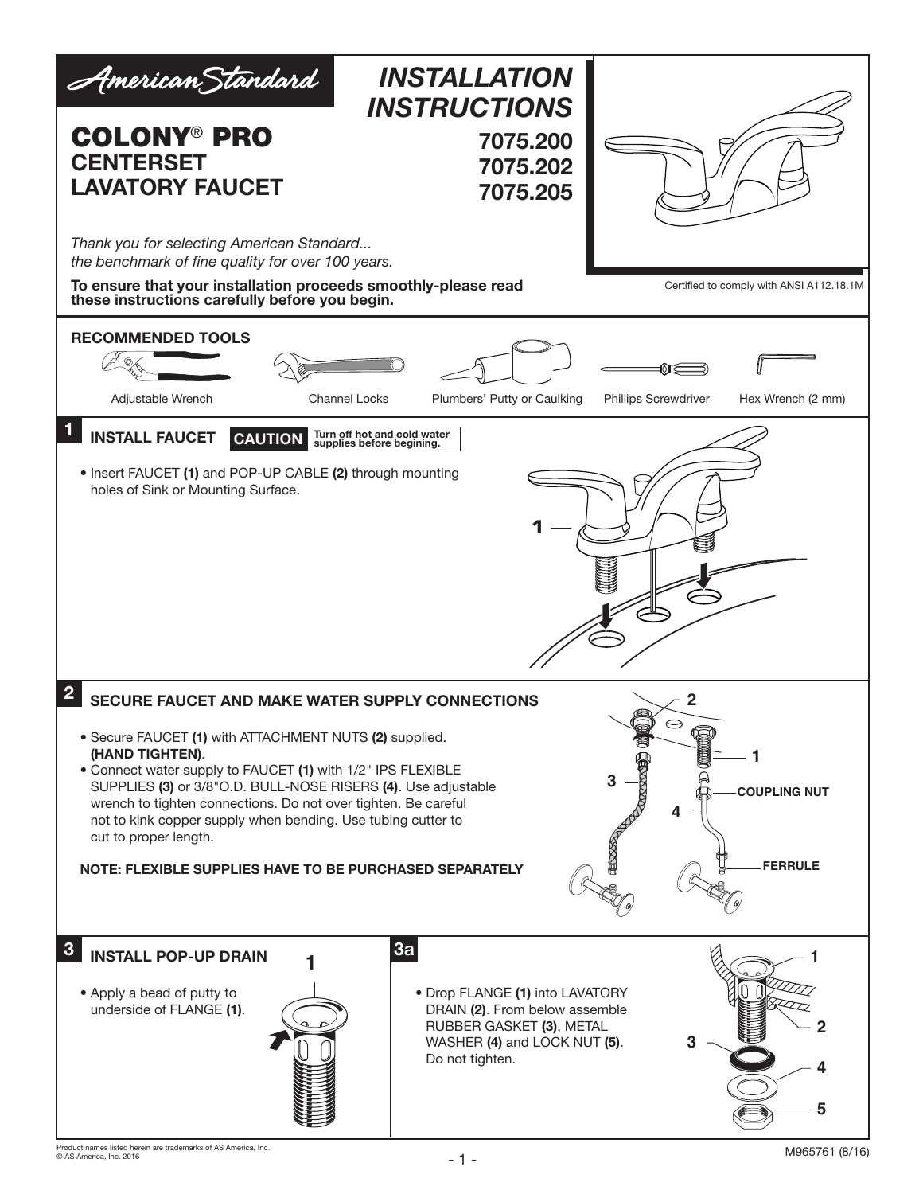American Standard

# INSTALLATION INSTRUCTIONS

## COLONY® PRO CENTERSET LAVATORY FAUCET

**7075.200**
**7075.202**
**7075.205**

*Thank you for selecting American Standard... the benchmark of fine quality for over 100 years.*

**To ensure that your installation proceeds smoothly-please read these instructions carefully before you begin.**

Certified to comply with ANSI A112.18.1M

### RECOMMENDED TOOLS

Adjustable Wrench | Channel Locks | Plumbers' Putty or Caulking | Phillips Screwdriver | Hex Wrench (2 mm)

### 1 INSTALL FAUCET

**CAUTION** Turn off hot and cold water supplies before begining.

- Insert FAUCET **(1)** and POP-UP CABLE **(2)** through mounting holes of Sink or Mounting Surface.

### 2 SECURE FAUCET AND MAKE WATER SUPPLY CONNECTIONS

- Secure FAUCET **(1)** with ATTACHMENT NUTS **(2)** supplied. **(HAND TIGHTEN)**.
- Connect water supply to FAUCET **(1)** with 1/2" IPS FLEXIBLE SUPPLIES **(3)** or 3/8"O.D. BULL-NOSE RISERS **(4)**. Use adjustable wrench to tighten connections. Do not over tighten. Be careful not to kink copper supply when bending. Use tubing cutter to cut to proper length.

**NOTE: FLEXIBLE SUPPLIES HAVE TO BE PURCHASED SEPARATELY**

COUPLING NUT

FERRULE

### 3 INSTALL POP-UP DRAIN

- Apply a bead of putty to underside of FLANGE **(1)**.

### 3a

- Drop FLANGE **(1)** into LAVATORY DRAIN **(2)**. From below assemble RUBBER GASKET **(3)**, METAL WASHER **(4)** and LOCK NUT **(5)**. Do not tighten.

Product names listed herein are trademarks of AS America, Inc.
© AS America, Inc. 2016

M965761 (8/16)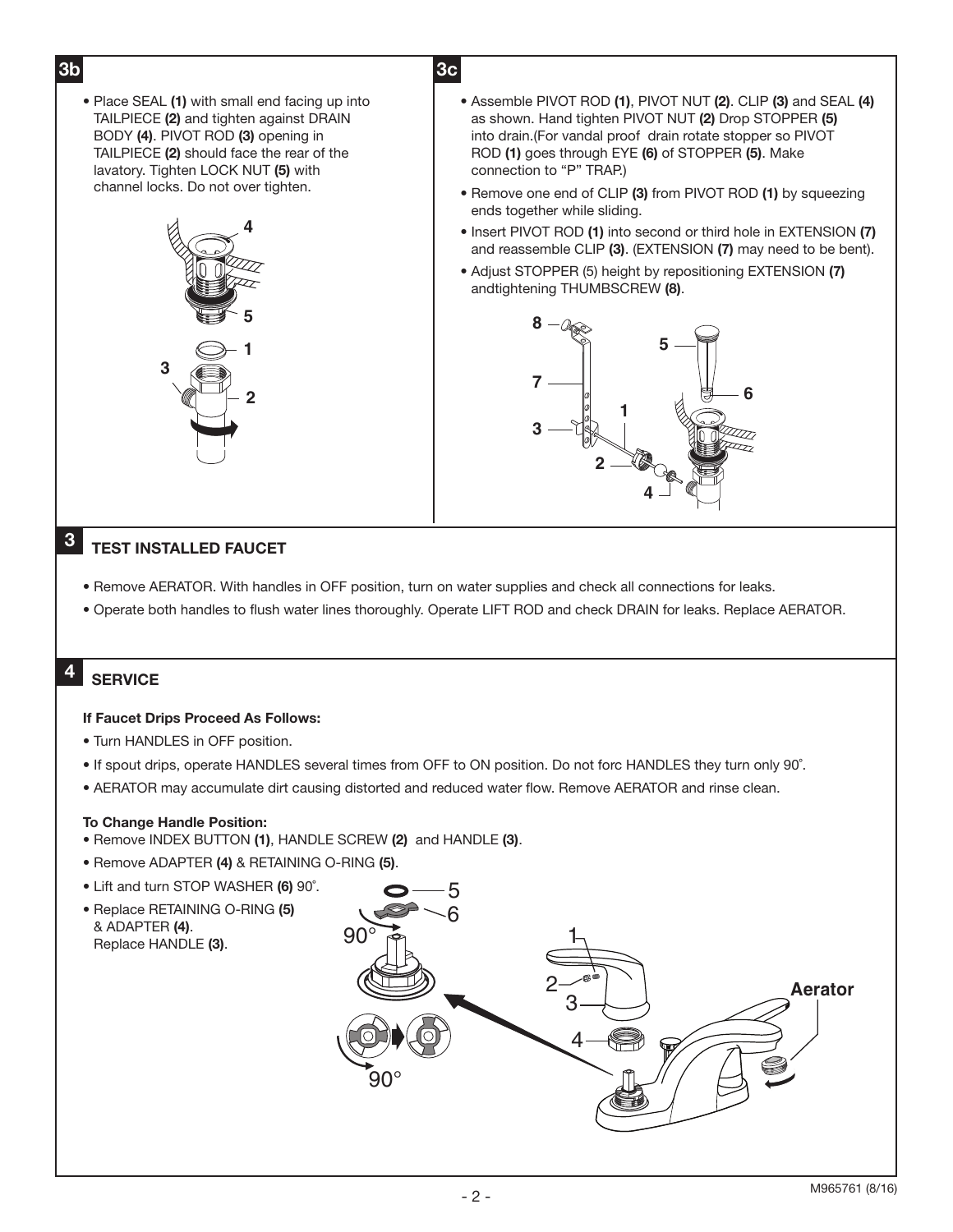## 3b

- Place SEAL **(1)** with small end facing up into TAILPIECE **(2)** and tighten against DRAIN BODY **(4)**. PIVOT ROD **(3)** opening in TAILPIECE **(2)** should face the rear of the lavatory. Tighten LOCK NUT **(5)** with channel locks. Do not over tighten.

## 3c

- Assemble PIVOT ROD **(1)**, PIVOT NUT **(2)**. CLIP **(3)** and SEAL **(4)** as shown. Hand tighten PIVOT NUT **(2)** Drop STOPPER **(5)** into drain.(For vandal proof drain rotate stopper so PIVOT ROD **(1)** goes through EYE **(6)** of STOPPER **(5)**. Make connection to "P" TRAP.)
- Remove one end of CLIP **(3)** from PIVOT ROD **(1)** by squeezing ends together while sliding.
- Insert PIVOT ROD **(1)** into second or third hole in EXTENSION **(7)** and reassemble CLIP **(3)**. (EXTENSION **(7)** may need to be bent).
- Adjust STOPPER (5) height by repositioning EXTENSION **(7)** andtightening THUMBSCREW **(8)**.

## 3 TEST INSTALLED FAUCET

- Remove AERATOR. With handles in OFF position, turn on water supplies and check all connections for leaks.
- Operate both handles to flush water lines thoroughly. Operate LIFT ROD and check DRAIN for leaks. Replace AERATOR.

## 4 SERVICE

**If Faucet Drips Proceed As Follows:**

- Turn HANDLES in OFF position.
- If spout drips, operate HANDLES several times from OFF to ON position. Do not forc HANDLES they turn only 90˚.
- AERATOR may accumulate dirt causing distorted and reduced water flow. Remove AERATOR and rinse clean.

**To Change Handle Position:**

- Remove INDEX BUTTON **(1)**, HANDLE SCREW **(2)** and HANDLE **(3)**.
- Remove ADAPTER **(4)** & RETAINING O-RING **(5)**.
- Lift and turn STOP WASHER **(6)** 90˚.
- Replace RETAINING O-RING **(5)** & ADAPTER **(4)**. Replace HANDLE **(3)**.

M965761 (8/16)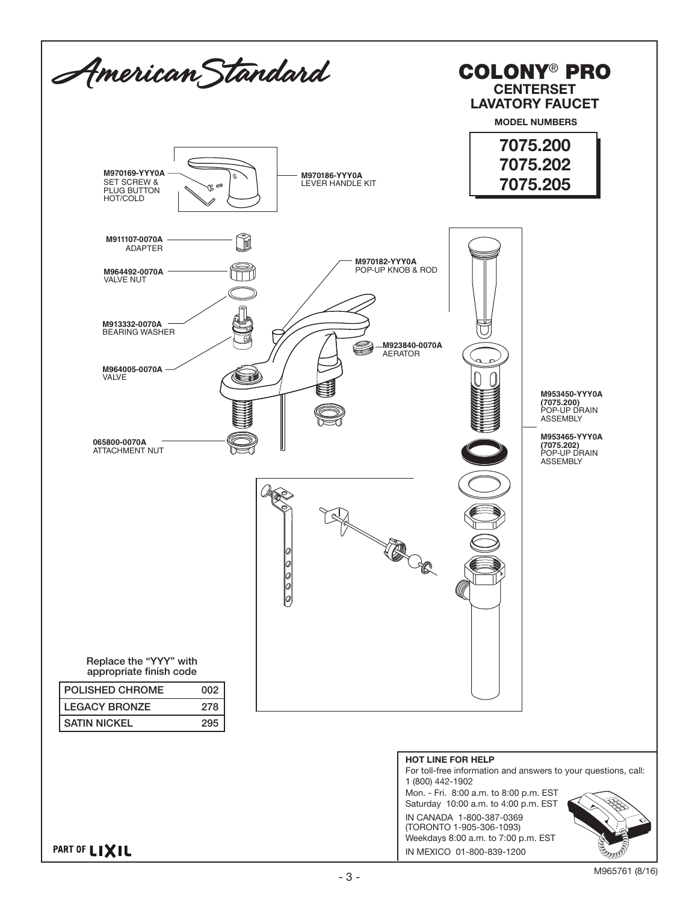American Standard

# COLONY® PRO

## CENTERSET LAVATORY FAUCET

**MODEL NUMBERS**

**7075.200**
**7075.202**
**7075.205**

**M970169-YYY0A**
SET SCREW & PLUG BUTTON HOT/COLD

**M970186-YYY0A**
LEVER HANDLE KIT

**M911107-0070A**
ADAPTER

**M964492-0070A**
VALVE NUT

**M913332-0070A**
BEARING WASHER

**M964005-0070A**
VALVE

**065800-0070A**
ATTACHMENT NUT

**M970182-YYY0A**
POP-UP KNOB & ROD

**M923840-0070A**
AERATOR

**M953450-YYY0A (7075.200)**
POP-UP DRAIN ASSEMBLY

**M953465-YYY0A (7075.202)**
POP-UP DRAIN ASSEMBLY

Replace the "YYY" with appropriate finish code

| | |
|---|---|
| POLISHED CHROME | 002 |
| LEGACY BRONZE | 278 |
| SATIN NICKEL | 295 |

**HOT LINE FOR HELP**
For toll-free information and answers to your questions, call:
1 (800) 442-1902
Mon. - Fri. 8:00 a.m. to 8:00 p.m. EST
Saturday 10:00 a.m. to 4:00 p.m. EST
IN CANADA 1-800-387-0369
(TORONTO 1-905-306-1093)
Weekdays 8:00 a.m. to 7:00 p.m. EST
IN MEXICO 01-800-839-1200

PART OF LIXIL

M965761 (8/16)